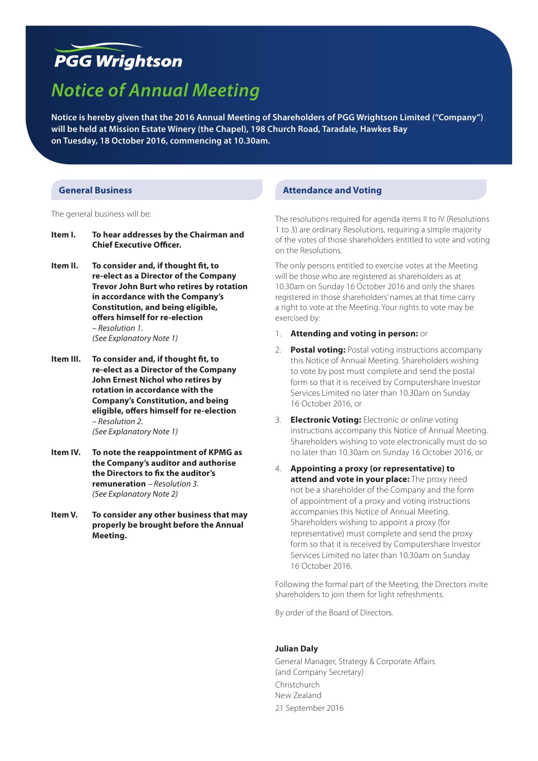**PGG Wrightson**

# Notice of Annual Meeting

**Notice is hereby given that the 2016 Annual Meeting of Shareholders of PGG Wrightson Limited ("Company") will be held at Mission Estate Winery (the Chapel), 198 Church Road, Taradale, Hawkes Bay on Tuesday, 18 October 2016, commencing at 10.30am.**

## General Business

The general business will be:

**Item I.** **To hear addresses by the Chairman and Chief Executive Officer.**

**Item II.** **To consider and, if thought fit, to re-elect as a Director of the Company Trevor John Burt who retires by rotation in accordance with the Company's Constitution, and being eligible, offers himself for re-election** *– Resolution 1.*
*(See Explanatory Note 1)*

**Item III.** **To consider and, if thought fit, to re-elect as a Director of the Company John Ernest Nichol who retires by rotation in accordance with the Company's Constitution, and being eligible, offers himself for re-election** *– Resolution 2.*
*(See Explanatory Note 1)*

**Item IV.** **To note the reappointment of KPMG as the Company's auditor and authorise the Directors to fix the auditor's remuneration** *– Resolution 3.*
*(See Explanatory Note 2)*

**Item V.** **To consider any other business that may properly be brought before the Annual Meeting.**

## Attendance and Voting

The resolutions required for agenda items II to IV (Resolutions 1 to 3) are ordinary Resolutions, requiring a simple majority of the votes of those shareholders entitled to vote and voting on the Resolutions.

The only persons entitled to exercise votes at the Meeting will be those who are registered as shareholders as at 10.30am on Sunday 16 October 2016 and only the shares registered in those shareholders' names at that time carry a right to vote at the Meeting. Your rights to vote may be exercised by:

1. **Attending and voting in person:** or
2. **Postal voting:** Postal voting instructions accompany this Notice of Annual Meeting. Shareholders wishing to vote by post must complete and send the postal form so that it is received by Computershare Investor Services Limited no later than 10.30am on Sunday 16 October 2016, or
3. **Electronic Voting:** Electronic or online voting instructions accompany this Notice of Annual Meeting. Shareholders wishing to vote electronically must do so no later than 10.30am on Sunday 16 October 2016, or
4. **Appointing a proxy (or representative) to attend and vote in your place:** The proxy need not be a shareholder of the Company and the form of appointment of a proxy and voting instructions accompanies this Notice of Annual Meeting. Shareholders wishing to appoint a proxy (for representative) must complete and send the proxy form so that it is received by Computershare Investor Services Limited no later than 10.30am on Sunday 16 October 2016.

Following the formal part of the Meeting, the Directors invite shareholders to join them for light refreshments.

By order of the Board of Directors.

**Julian Daly**
General Manager, Strategy & Corporate Affairs
(and Company Secretary)
Christchurch
New Zealand
21 September 2016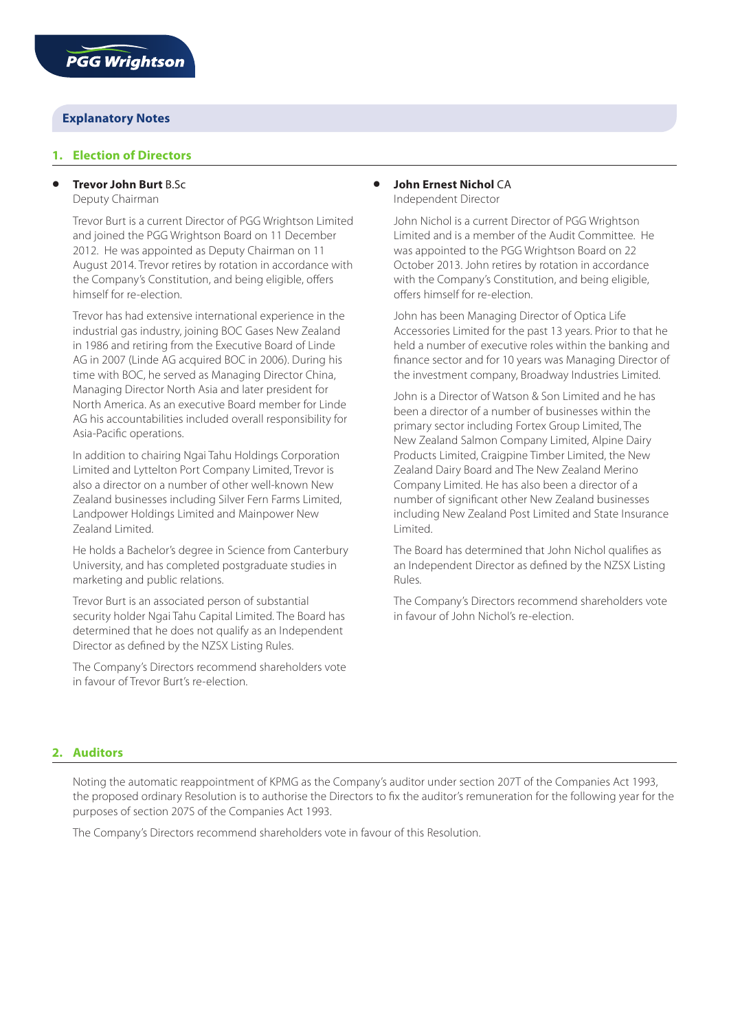## Explanatory Notes

### 1. Election of Directors

- **Trevor John Burt** B.Sc
  Deputy Chairman

  Trevor Burt is a current Director of PGG Wrightson Limited and joined the PGG Wrightson Board on 11 December 2012. He was appointed as Deputy Chairman on 11 August 2014. Trevor retires by rotation in accordance with the Company's Constitution, and being eligible, offers himself for re-election.

  Trevor has had extensive international experience in the industrial gas industry, joining BOC Gases New Zealand in 1986 and retiring from the Executive Board of Linde AG in 2007 (Linde AG acquired BOC in 2006). During his time with BOC, he served as Managing Director China, Managing Director North Asia and later president for North America. As an executive Board member for Linde AG his accountabilities included overall responsibility for Asia-Pacific operations.

  In addition to chairing Ngai Tahu Holdings Corporation Limited and Lyttelton Port Company Limited, Trevor is also a director on a number of other well-known New Zealand businesses including Silver Fern Farms Limited, Landpower Holdings Limited and Mainpower New Zealand Limited.

  He holds a Bachelor's degree in Science from Canterbury University, and has completed postgraduate studies in marketing and public relations.

  Trevor Burt is an associated person of substantial security holder Ngai Tahu Capital Limited. The Board has determined that he does not qualify as an Independent Director as defined by the NZSX Listing Rules.

  The Company's Directors recommend shareholders vote in favour of Trevor Burt's re-election.

- **John Ernest Nichol** CA
  Independent Director

  John Nichol is a current Director of PGG Wrightson Limited and is a member of the Audit Committee. He was appointed to the PGG Wrighson Board on 22 October 2013. John retires by rotation in accordance with the Company's Constitution, and being eligible, offers himself for re-election.

  John has been Managing Director of Optica Life Accessories Limited for the past 13 years. Prior to that he held a number of executive roles within the banking and finance sector and for 10 years was Managing Director of the investment company, Broadway Industries Limited.

  John is a Director of Watson & Son Limited and he has been a director of a number of businesses within the primary sector including Fortex Group Limited, The New Zealand Salmon Company Limited, Alpine Dairy Products Limited, Craigpine Timber Limited, the New Zealand Dairy Board and The New Zealand Merino Company Limited. He has also been a director of a number of significant other New Zealand businesses including New Zealand Post Limited and State Insurance Limited.

  The Board has determined that John Nichol qualifies as an Independent Director as defined by the NZSX Listing Rules.

  The Company's Directors recommend shareholders vote in favour of John Nichol's re-election.

### 2. Auditors

Noting the automatic reappointment of KPMG as the Company's auditor under section 207T of the Companies Act 1993, the proposed ordinary Resolution is to authorise the Directors to fix the auditor's remuneration for the following year for the purposes of section 207S of the Companies Act 1993.

The Company's Directors recommend shareholders vote in favour of this Resolution.